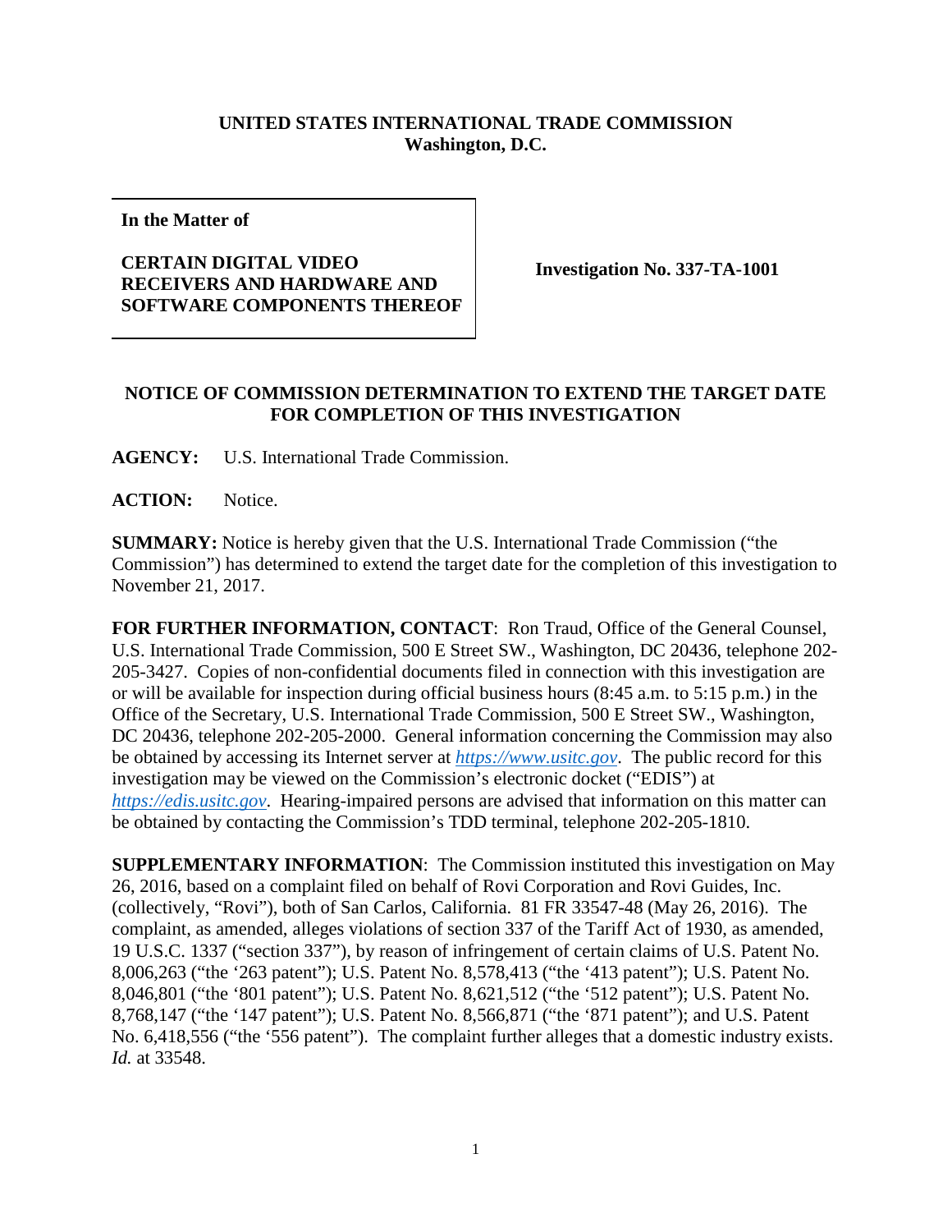**UNITED STATES INTERNATIONAL TRADE COMMISSION**
**Washington, D.C.**

| **In the Matter of** <br><br> **CERTAIN DIGITAL VIDEO RECEIVERS AND HARDWARE AND SOFTWARE COMPONENTS THEREOF** | **Investigation No. 337-TA-1001** |
|---|---|

## NOTICE OF COMMISSION DETERMINATION TO EXTEND THE TARGET DATE FOR COMPLETION OF THIS INVESTIGATION

**AGENCY:** U.S. International Trade Commission.

**ACTION:** Notice.

**SUMMARY:** Notice is hereby given that the U.S. International Trade Commission ("the Commission") has determined to extend the target date for the completion of this investigation to November 21, 2017.

**FOR FURTHER INFORMATION, CONTACT**: Ron Traud, Office of the General Counsel, U.S. International Trade Commission, 500 E Street SW., Washington, DC 20436, telephone 202-205-3427. Copies of non-confidential documents filed in connection with this investigation are or will be available for inspection during official business hours (8:45 a.m. to 5:15 p.m.) in the Office of the Secretary, U.S. International Trade Commission, 500 E Street SW., Washington, DC 20436, telephone 202-205-2000. General information concerning the Commission may also be obtained by accessing its Internet server at *https://www.usitc.gov*. The public record for this investigation may be viewed on the Commission's electronic docket ("EDIS") at *https://edis.usitc.gov*. Hearing-impaired persons are advised that information on this matter can be obtained by contacting the Commission's TDD terminal, telephone 202-205-1810.

**SUPPLEMENTARY INFORMATION**: The Commission instituted this investigation on May 26, 2016, based on a complaint filed on behalf of Rovi Corporation and Rovi Guides, Inc. (collectively, "Rovi"), both of San Carlos, California. 81 FR 33547-48 (May 26, 2016). The complaint, as amended, alleges violations of section 337 of the Tariff Act of 1930, as amended, 19 U.S.C. 1337 ("section 337"), by reason of infringement of certain claims of U.S. Patent No. 8,006,263 ("the '263 patent"); U.S. Patent No. 8,578,413 ("the '413 patent"); U.S. Patent No. 8,046,801 ("the '801 patent"); U.S. Patent No. 8,621,512 ("the '512 patent"); U.S. Patent No. 8,768,147 ("the '147 patent"); U.S. Patent No. 8,566,871 ("the '871 patent"); and U.S. Patent No. 6,418,556 ("the '556 patent"). The complaint further alleges that a domestic industry exists. *Id.* at 33548.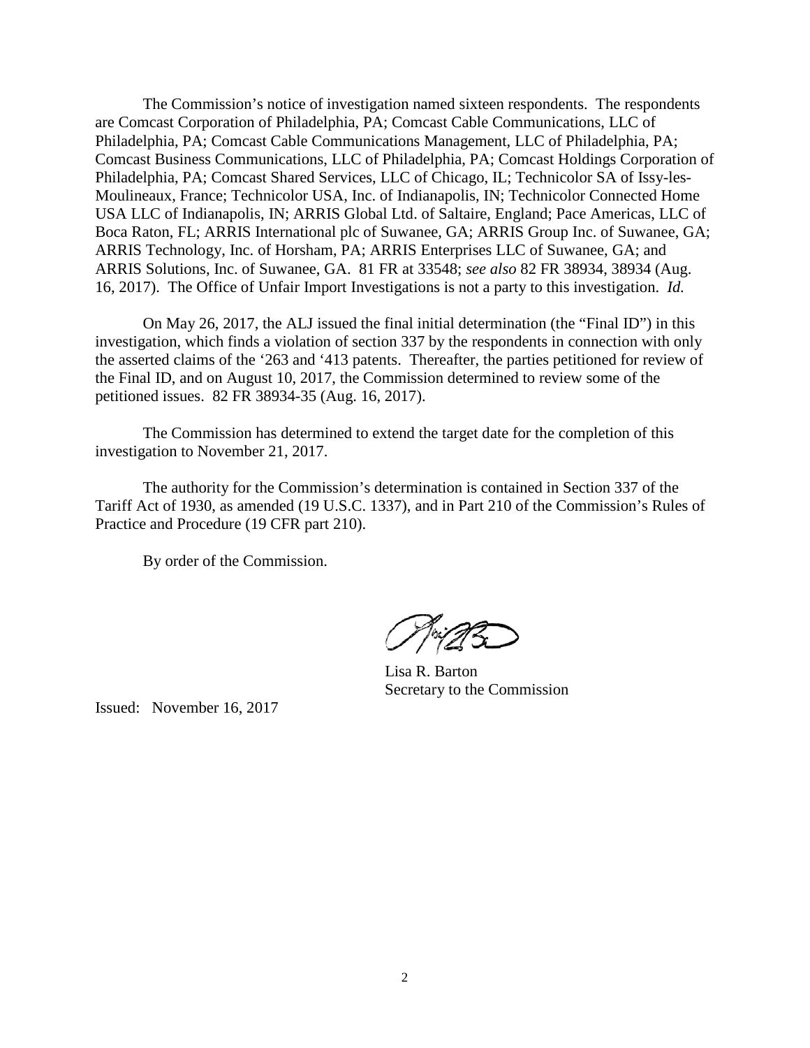The Commission's notice of investigation named sixteen respondents. The respondents are Comcast Corporation of Philadelphia, PA; Comcast Cable Communications, LLC of Philadelphia, PA; Comcast Cable Communications Management, LLC of Philadelphia, PA; Comcast Business Communications, LLC of Philadelphia, PA; Comcast Holdings Corporation of Philadelphia, PA; Comcast Shared Services, LLC of Chicago, IL; Technicolor SA of Issy-les-Moulineaux, France; Technicolor USA, Inc. of Indianapolis, IN; Technicolor Connected Home USA LLC of Indianapolis, IN; ARRIS Global Ltd. of Saltaire, England; Pace Americas, LLC of Boca Raton, FL; ARRIS International plc of Suwanee, GA; ARRIS Group Inc. of Suwanee, GA; ARRIS Technology, Inc. of Horsham, PA; ARRIS Enterprises LLC of Suwanee, GA; and ARRIS Solutions, Inc. of Suwanee, GA. 81 FR at 33548; *see also* 82 FR 38934, 38934 (Aug. 16, 2017). The Office of Unfair Import Investigations is not a party to this investigation. *Id.*

On May 26, 2017, the ALJ issued the final initial determination (the "Final ID") in this investigation, which finds a violation of section 337 by the respondents in connection with only the asserted claims of the '263 and '413 patents. Thereafter, the parties petitioned for review of the Final ID, and on August 10, 2017, the Commission determined to review some of the petitioned issues. 82 FR 38934-35 (Aug. 16, 2017).

The Commission has determined to extend the target date for the completion of this investigation to November 21, 2017.

The authority for the Commission's determination is contained in Section 337 of the Tariff Act of 1930, as amended (19 U.S.C. 1337), and in Part 210 of the Commission's Rules of Practice and Procedure (19 CFR part 210).

By order of the Commission.

Lisa R. Barton
Secretary to the Commission

Issued: November 16, 2017